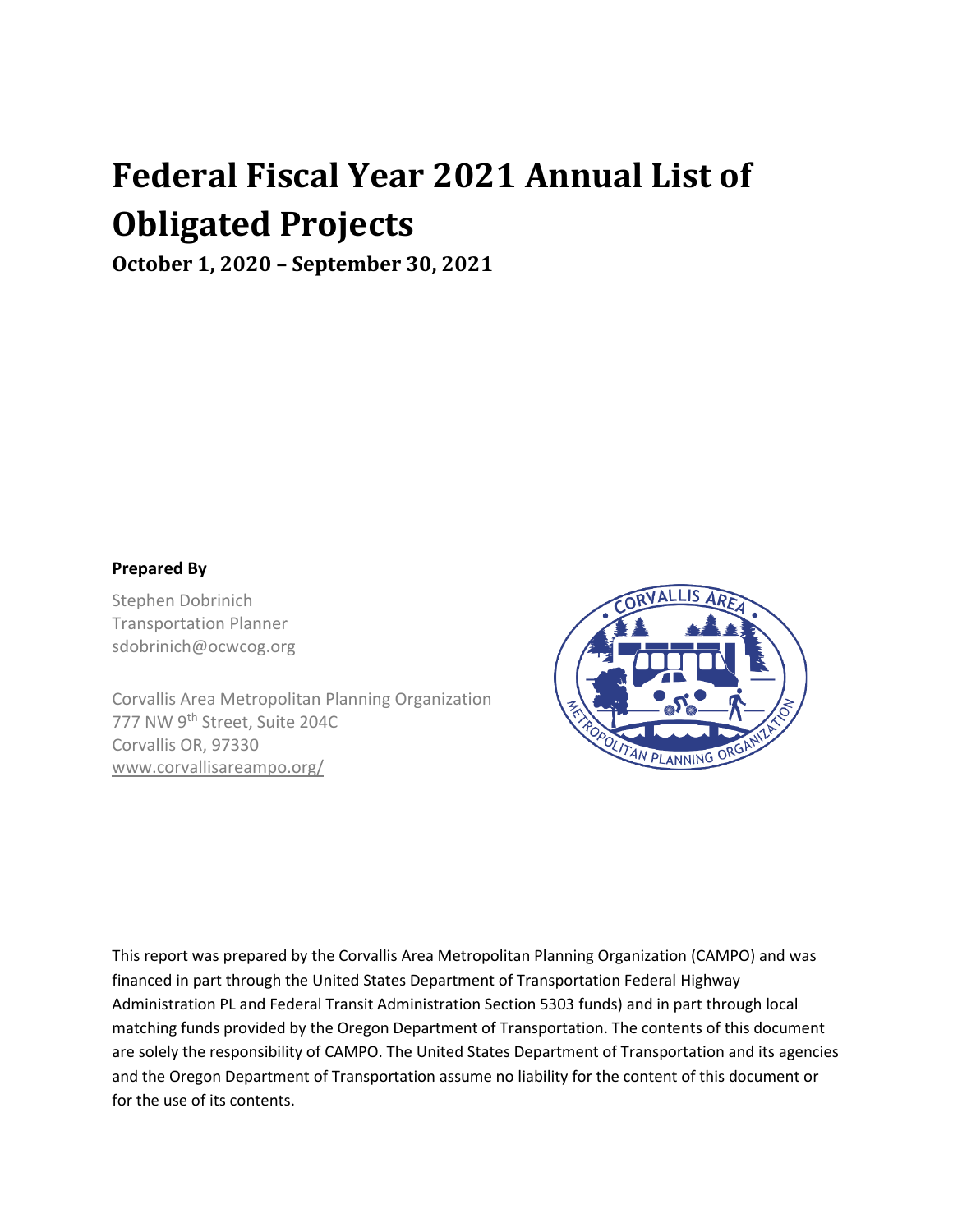# Federal Fiscal Year 2021 Annual List of Obligated Projects

**October 1, 2020 – September 30, 2021**

**Prepared By**

Stephen Dobrinich  
Transportation Planner  
sdobrinich@ocwcog.org

Corvallis Area Metropolitan Planning Organization  
777 NW 9th Street, Suite 204C  
Corvallis OR, 97330  
www.corvallisareampo.org/

This report was prepared by the Corvallis Area Metropolitan Planning Organization (CAMPO) and was financed in part through the United States Department of Transportation Federal Highway Administration PL and Federal Transit Administration Section 5303 funds) and in part through local matching funds provided by the Oregon Department of Transportation. The contents of this document are solely the responsibility of CAMPO. The United States Department of Transportation and its agencies and the Oregon Department of Transportation assume no liability for the content of this document or for the use of its contents.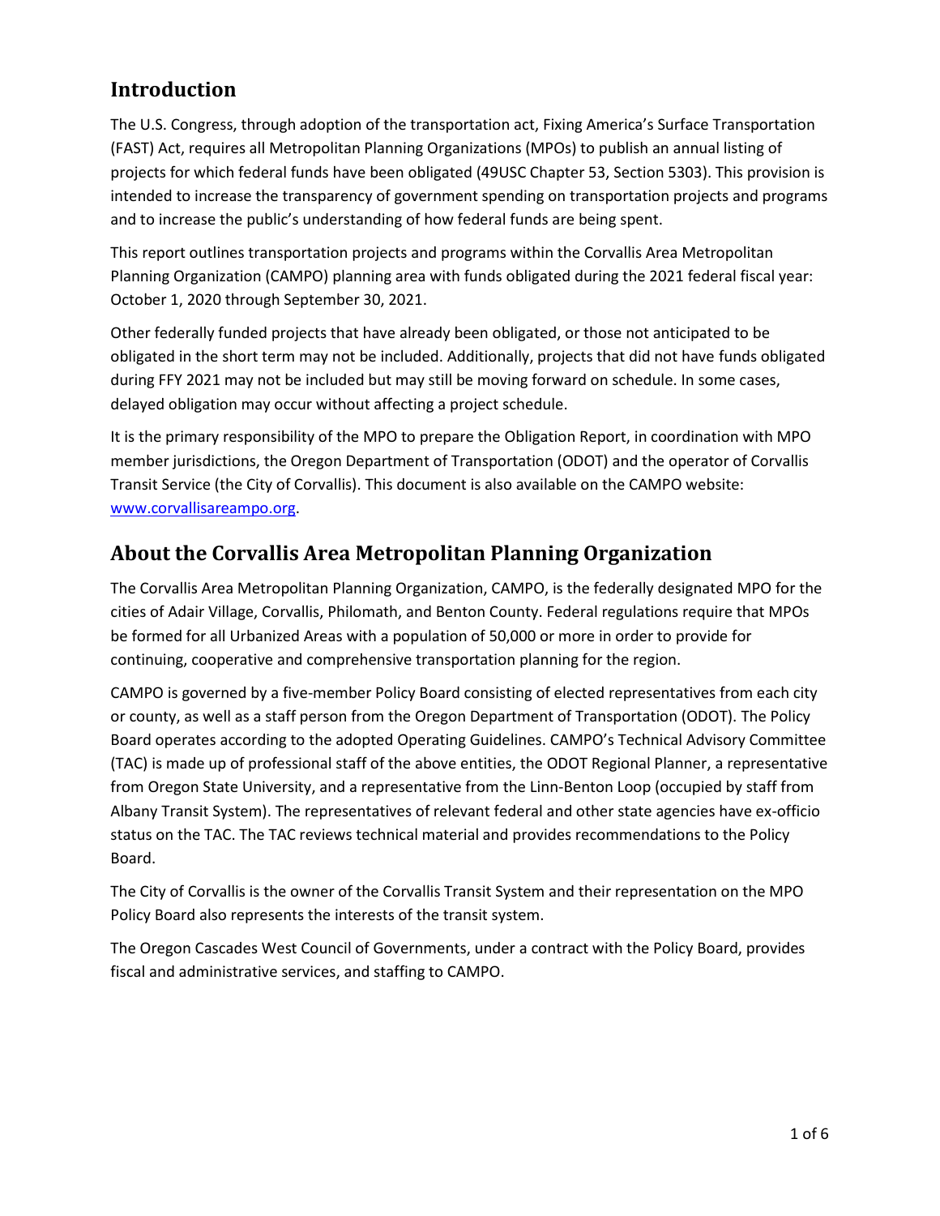## Introduction

The U.S. Congress, through adoption of the transportation act, Fixing America's Surface Transportation (FAST) Act, requires all Metropolitan Planning Organizations (MPOs) to publish an annual listing of projects for which federal funds have been obligated (49USC Chapter 53, Section 5303). This provision is intended to increase the transparency of government spending on transportation projects and programs and to increase the public's understanding of how federal funds are being spent.

This report outlines transportation projects and programs within the Corvallis Area Metropolitan Planning Organization (CAMPO) planning area with funds obligated during the 2021 federal fiscal year: October 1, 2020 through September 30, 2021.

Other federally funded projects that have already been obligated, or those not anticipated to be obligated in the short term may not be included. Additionally, projects that did not have funds obligated during FFY 2021 may not be included but may still be moving forward on schedule. In some cases, delayed obligation may occur without affecting a project schedule.

It is the primary responsibility of the MPO to prepare the Obligation Report, in coordination with MPO member jurisdictions, the Oregon Department of Transportation (ODOT) and the operator of Corvallis Transit Service (the City of Corvallis). This document is also available on the CAMPO website: [www.corvallisareampo.org](http://www.corvallisareampo.org).

## About the Corvallis Area Metropolitan Planning Organization

The Corvallis Area Metropolitan Planning Organization, CAMPO, is the federally designated MPO for the cities of Adair Village, Corvallis, Philomath, and Benton County. Federal regulations require that MPOs be formed for all Urbanized Areas with a population of 50,000 or more in order to provide for continuing, cooperative and comprehensive transportation planning for the region.

CAMPO is governed by a five-member Policy Board consisting of elected representatives from each city or county, as well as a staff person from the Oregon Department of Transportation (ODOT). The Policy Board operates according to the adopted Operating Guidelines. CAMPO's Technical Advisory Committee (TAC) is made up of professional staff of the above entities, the ODOT Regional Planner, a representative from Oregon State University, and a representative from the Linn-Benton Loop (occupied by staff from Albany Transit System). The representatives of relevant federal and other state agencies have ex-officio status on the TAC. The TAC reviews technical material and provides recommendations to the Policy Board.

The City of Corvallis is the owner of the Corvallis Transit System and their representation on the MPO Policy Board also represents the interests of the transit system.

The Oregon Cascades West Council of Governments, under a contract with the Policy Board, provides fiscal and administrative services, and staffing to CAMPO.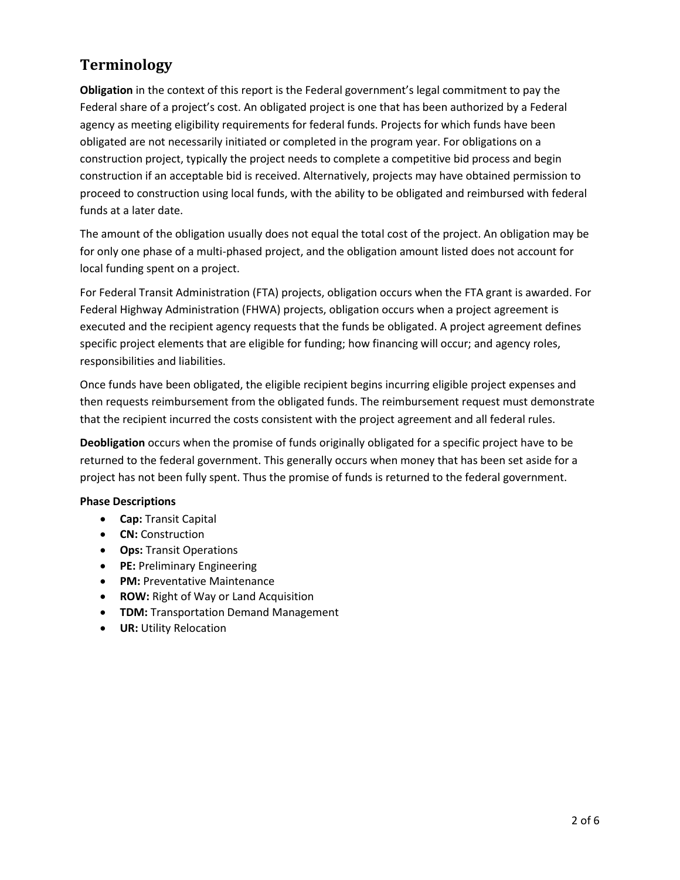## Terminology

**Obligation** in the context of this report is the Federal government's legal commitment to pay the Federal share of a project's cost. An obligated project is one that has been authorized by a Federal agency as meeting eligibility requirements for federal funds. Projects for which funds have been obligated are not necessarily initiated or completed in the program year. For obligations on a construction project, typically the project needs to complete a competitive bid process and begin construction if an acceptable bid is received. Alternatively, projects may have obtained permission to proceed to construction using local funds, with the ability to be obligated and reimbursed with federal funds at a later date.

The amount of the obligation usually does not equal the total cost of the project. An obligation may be for only one phase of a multi-phased project, and the obligation amount listed does not account for local funding spent on a project.

For Federal Transit Administration (FTA) projects, obligation occurs when the FTA grant is awarded. For Federal Highway Administration (FHWA) projects, obligation occurs when a project agreement is executed and the recipient agency requests that the funds be obligated. A project agreement defines specific project elements that are eligible for funding; how financing will occur; and agency roles, responsibilities and liabilities.

Once funds have been obligated, the eligible recipient begins incurring eligible project expenses and then requests reimbursement from the obligated funds. The reimbursement request must demonstrate that the recipient incurred the costs consistent with the project agreement and all federal rules.

**Deobligation** occurs when the promise of funds originally obligated for a specific project have to be returned to the federal government. This generally occurs when money that has been set aside for a project has not been fully spent. Thus the promise of funds is returned to the federal government.

**Phase Descriptions**

- **Cap:** Transit Capital
- **CN:** Construction
- **Ops:** Transit Operations
- **PE:** Preliminary Engineering
- **PM:** Preventative Maintenance
- **ROW:** Right of Way or Land Acquisition
- **TDM:** Transportation Demand Management
- **UR:** Utility Relocation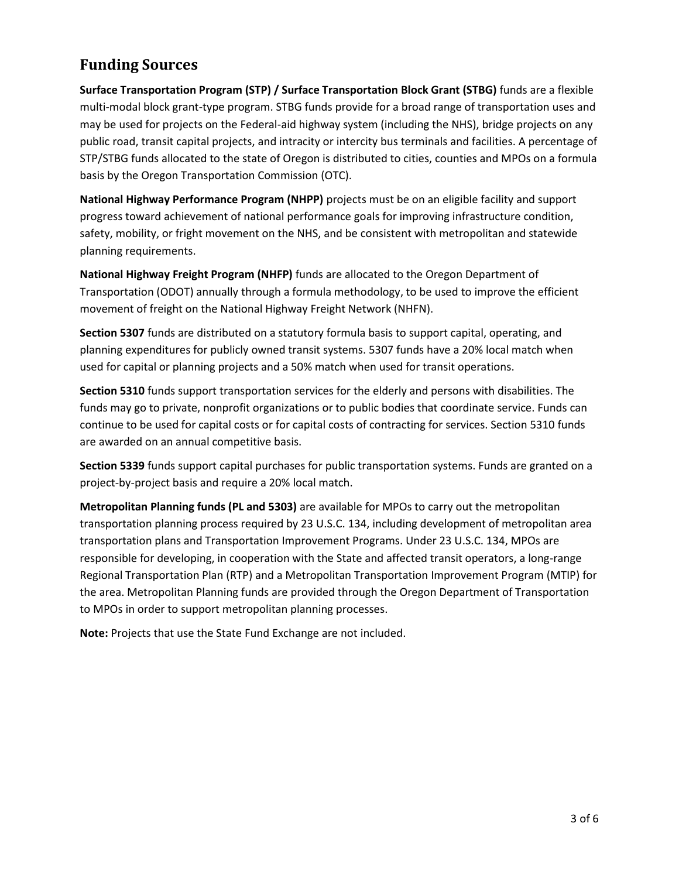## Funding Sources

**Surface Transportation Program (STP) / Surface Transportation Block Grant (STBG)** funds are a flexible multi-modal block grant-type program. STBG funds provide for a broad range of transportation uses and may be used for projects on the Federal-aid highway system (including the NHS), bridge projects on any public road, transit capital projects, and intracity or intercity bus terminals and facilities. A percentage of STP/STBG funds allocated to the state of Oregon is distributed to cities, counties and MPOs on a formula basis by the Oregon Transportation Commission (OTC).

**National Highway Performance Program (NHPP)** projects must be on an eligible facility and support progress toward achievement of national performance goals for improving infrastructure condition, safety, mobility, or fright movement on the NHS, and be consistent with metropolitan and statewide planning requirements.

**National Highway Freight Program (NHFP)** funds are allocated to the Oregon Department of Transportation (ODOT) annually through a formula methodology, to be used to improve the efficient movement of freight on the National Highway Freight Network (NHFN).

**Section 5307** funds are distributed on a statutory formula basis to support capital, operating, and planning expenditures for publicly owned transit systems. 5307 funds have a 20% local match when used for capital or planning projects and a 50% match when used for transit operations.

**Section 5310** funds support transportation services for the elderly and persons with disabilities. The funds may go to private, nonprofit organizations or to public bodies that coordinate service. Funds can continue to be used for capital costs or for capital costs of contracting for services. Section 5310 funds are awarded on an annual competitive basis.

**Section 5339** funds support capital purchases for public transportation systems. Funds are granted on a project-by-project basis and require a 20% local match.

**Metropolitan Planning funds (PL and 5303)** are available for MPOs to carry out the metropolitan transportation planning process required by 23 U.S.C. 134, including development of metropolitan area transportation plans and Transportation Improvement Programs. Under 23 U.S.C. 134, MPOs are responsible for developing, in cooperation with the State and affected transit operators, a long-range Regional Transportation Plan (RTP) and a Metropolitan Transportation Improvement Program (MTIP) for the area. Metropolitan Planning funds are provided through the Oregon Department of Transportation to MPOs in order to support metropolitan planning processes.

**Note:** Projects that use the State Fund Exchange are not included.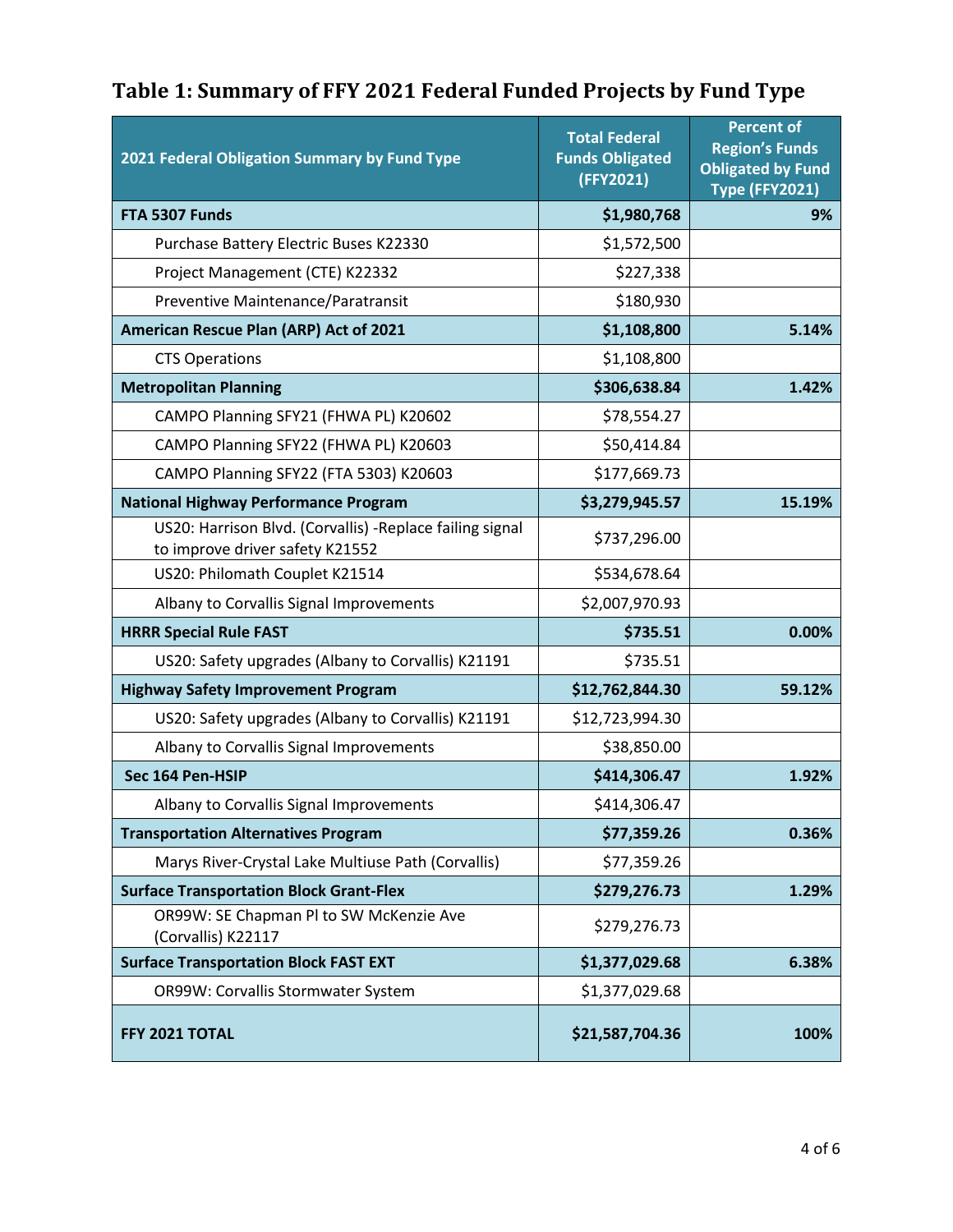## Table 1: Summary of FFY 2021 Federal Funded Projects by Fund Type

| 2021 Federal Obligation Summary by Fund Type | Total Federal Funds Obligated (FFY2021) | Percent of Region's Funds Obligated by Fund Type (FFY2021) |
|---|---|---|
| **FTA 5307 Funds** | **$1,980,768** | **9%** |
| Purchase Battery Electric Buses K22330 | $1,572,500 | |
| Project Management (CTE) K22332 | $227,338 | |
| Preventive Maintenance/Paratransit | $180,930 | |
| **American Rescue Plan (ARP) Act of 2021** | **$1,108,800** | **5.14%** |
| CTS Operations | $1,108,800 | |
| **Metropolitan Planning** | **$306,638.84** | **1.42%** |
| CAMPO Planning SFY21 (FHWA PL) K20602 | $78,554.27 | |
| CAMPO Planning SFY22 (FHWA PL) K20603 | $50,414.84 | |
| CAMPO Planning SFY22 (FTA 5303) K20603 | $177,669.73 | |
| **National Highway Performance Program** | **$3,279,945.57** | **15.19%** |
| US20: Harrison Blvd. (Corvallis) -Replace failing signal to improve driver safety K21552 | $737,296.00 | |
| US20: Philomath Couplet K21514 | $534,678.64 | |
| Albany to Corvallis Signal Improvements | $2,007,970.93 | |
| **HRRR Special Rule FAST** | **$735.51** | **0.00%** |
| US20: Safety upgrades (Albany to Corvallis) K21191 | $735.51 | |
| **Highway Safety Improvement Program** | **$12,762,844.30** | **59.12%** |
| US20: Safety upgrades (Albany to Corvallis) K21191 | $12,723,994.30 | |
| Albany to Corvallis Signal Improvements | $38,850.00 | |
| **Sec 164 Pen-HSIP** | **$414,306.47** | **1.92%** |
| Albany to Corvallis Signal Improvements | $414,306.47 | |
| **Transportation Alternatives Program** | **$77,359.26** | **0.36%** |
| Marys River-Crystal Lake Multiuse Path (Corvallis) | $77,359.26 | |
| **Surface Transportation Block Grant-Flex** | **$279,276.73** | **1.29%** |
| OR99W: SE Chapman Pl to SW McKenzie Ave (Corvallis) K22117 | $279,276.73 | |
| **Surface Transportation Block FAST EXT** | **$1,377,029.68** | **6.38%** |
| OR99W: Corvallis Stormwater System | $1,377,029.68 | |
| **FFY 2021 TOTAL** | **$21,587,704.36** | **100%** |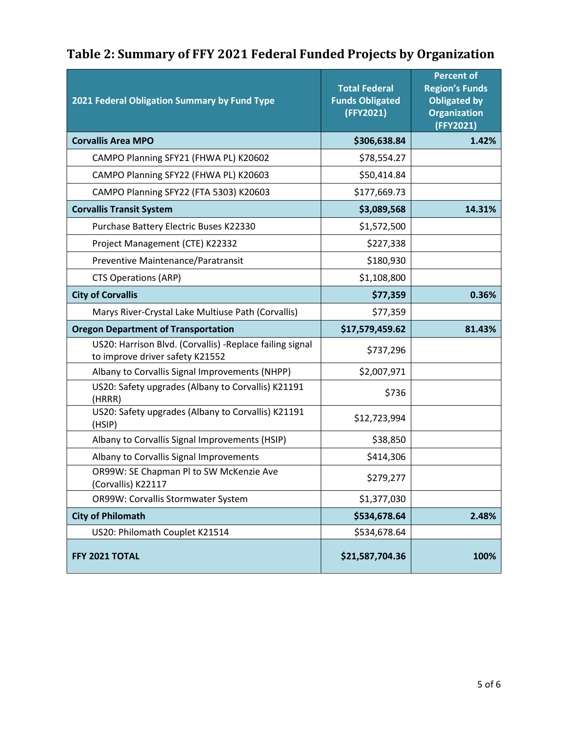## Table 2: Summary of FFY 2021 Federal Funded Projects by Organization

| 2021 Federal Obligation Summary by Fund Type | Total Federal Funds Obligated (FFY2021) | Percent of Region's Funds Obligated by Organization (FFY2021) |
|---|---|---|
| **Corvallis Area MPO** | **$306,638.84** | **1.42%** |
| CAMPO Planning SFY21 (FHWA PL) K20602 | $78,554.27 | |
| CAMPO Planning SFY22 (FHWA PL) K20603 | $50,414.84 | |
| CAMPO Planning SFY22 (FTA 5303) K20603 | $177,669.73 | |
| **Corvallis Transit System** | **$3,089,568** | **14.31%** |
| Purchase Battery Electric Buses K22330 | $1,572,500 | |
| Project Management (CTE) K22332 | $227,338 | |
| Preventive Maintenance/Paratransit | $180,930 | |
| CTS Operations (ARP) | $1,108,800 | |
| **City of Corvallis** | **$77,359** | **0.36%** |
| Marys River-Crystal Lake Multiuse Path (Corvallis) | $77,359 | |
| **Oregon Department of Transportation** | **$17,579,459.62** | **81.43%** |
| US20: Harrison Blvd. (Corvallis) -Replace failing signal to improve driver safety K21552 | $737,296 | |
| Albany to Corvallis Signal Improvements (NHPP) | $2,007,971 | |
| US20: Safety upgrades (Albany to Corvallis) K21191 (HRRR) | $736 | |
| US20: Safety upgrades (Albany to Corvallis) K21191 (HSIP) | $12,723,994 | |
| Albany to Corvallis Signal Improvements (HSIP) | $38,850 | |
| Albany to Corvallis Signal Improvements | $414,306 | |
| OR99W: SE Chapman Pl to SW McKenzie Ave (Corvallis) K22117 | $279,277 | |
| OR99W: Corvallis Stormwater System | $1,377,030 | |
| **City of Philomath** | **$534,678.64** | **2.48%** |
| US20: Philomath Couplet K21514 | $534,678.64 | |
| **FFY 2021 TOTAL** | **$21,587,704.36** | **100%** |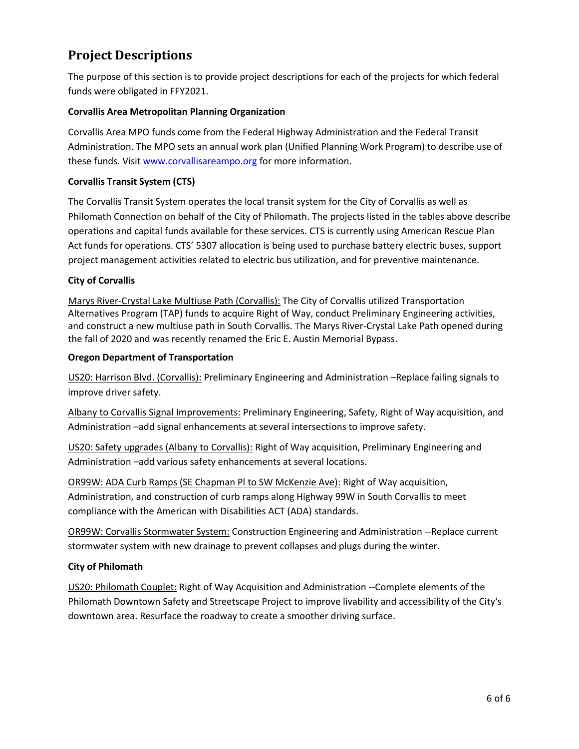## Project Descriptions

The purpose of this section is to provide project descriptions for each of the projects for which federal funds were obligated in FFY2021.

**Corvallis Area Metropolitan Planning Organization**

Corvallis Area MPO funds come from the Federal Highway Administration and the Federal Transit Administration. The MPO sets an annual work plan (Unified Planning Work Program) to describe use of these funds. Visit [www.corvallisareampo.org](http://www.corvallisareampo.org) for more information.

**Corvallis Transit System (CTS)**

The Corvallis Transit System operates the local transit system for the City of Corvallis as well as Philomath Connection on behalf of the City of Philomath. The projects listed in the tables above describe operations and capital funds available for these services. CTS is currently using American Rescue Plan Act funds for operations. CTS' 5307 allocation is being used to purchase battery electric buses, support project management activities related to electric bus utilization, and for preventive maintenance.

**City of Corvallis**

Marys River-Crystal Lake Multiuse Path (Corvallis): The City of Corvallis utilized Transportation Alternatives Program (TAP) funds to acquire Right of Way, conduct Preliminary Engineering activities, and construct a new multiuse path in South Corvallis. The Marys River-Crystal Lake Path opened during the fall of 2020 and was recently renamed the Eric E. Austin Memorial Bypass.

**Oregon Department of Transportation**

US20: Harrison Blvd. (Corvallis): Preliminary Engineering and Administration –Replace failing signals to improve driver safety.

Albany to Corvallis Signal Improvements: Preliminary Engineering, Safety, Right of Way acquisition, and Administration –add signal enhancements at several intersections to improve safety.

US20: Safety upgrades (Albany to Corvallis): Right of Way acquisition, Preliminary Engineering and Administration –add various safety enhancements at several locations.

OR99W: ADA Curb Ramps (SE Chapman Pl to SW McKenzie Ave): Right of Way acquisition, Administration, and construction of curb ramps along Highway 99W in South Corvallis to meet compliance with the American with Disabilities ACT (ADA) standards.

OR99W: Corvallis Stormwater System: Construction Engineering and Administration --Replace current stormwater system with new drainage to prevent collapses and plugs during the winter.

**City of Philomath**

US20: Philomath Couplet: Right of Way Acquisition and Administration --Complete elements of the Philomath Downtown Safety and Streetscape Project to improve livability and accessibility of the City's downtown area. Resurface the roadway to create a smoother driving surface.